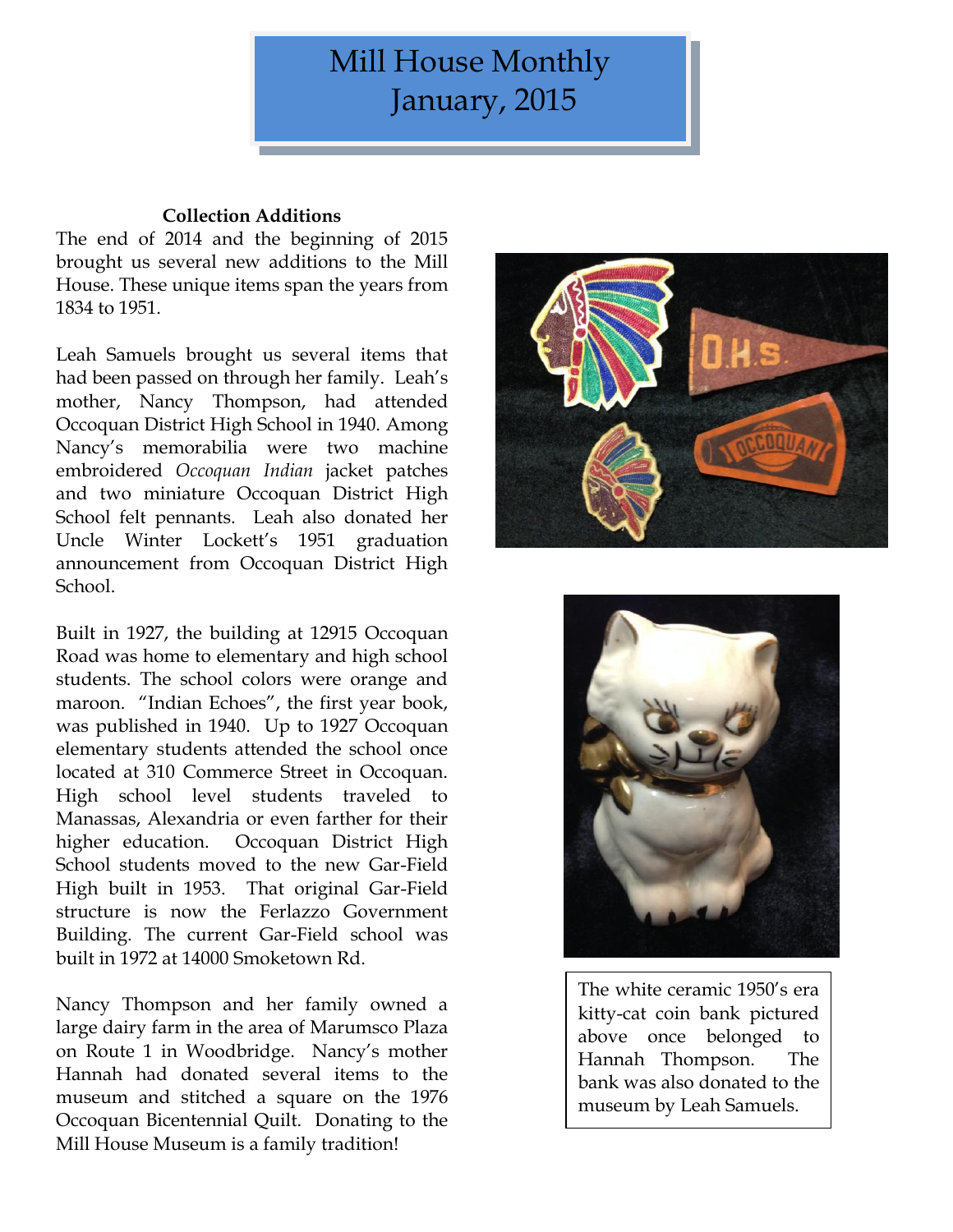# Mill House Monthly
# January, 2015

### Collection Additions

The end of 2014 and the beginning of 2015 brought us several new additions to the Mill House. These unique items span the years from 1834 to 1951.

Leah Samuels brought us several items that had been passed on through her family. Leah's mother, Nancy Thompson, had attended Occoquan District High School in 1940. Among Nancy's memorabilia were two machine embroidered *Occoquan Indian* jacket patches and two miniature Occoquan District High School felt pennants. Leah also donated her Uncle Winter Lockett's 1951 graduation announcement from Occoquan District High School.

Built in 1927, the building at 12915 Occoquan Road was home to elementary and high school students. The school colors were orange and maroon. "Indian Echoes", the first year book, was published in 1940. Up to 1927 Occoquan elementary students attended the school once located at 310 Commerce Street in Occoquan. High school level students traveled to Manassas, Alexandria or even farther for their higher education. Occoquan District High School students moved to the new Gar-Field High built in 1953. That original Gar-Field structure is now the Ferlazzo Government Building. The current Gar-Field school was built in 1972 at 14000 Smoketown Rd.

Nancy Thompson and her family owned a large dairy farm in the area of Marumsco Plaza on Route 1 in Woodbridge. Nancy's mother Hannah had donated several items to the museum and stitched a square on the 1976 Occoquan Bicentennial Quilt. Donating to the Mill House Museum is a family tradition!

The white ceramic 1950's era kitty-cat coin bank pictured above once belonged to Hannah Thompson. The bank was also donated to the museum by Leah Samuels.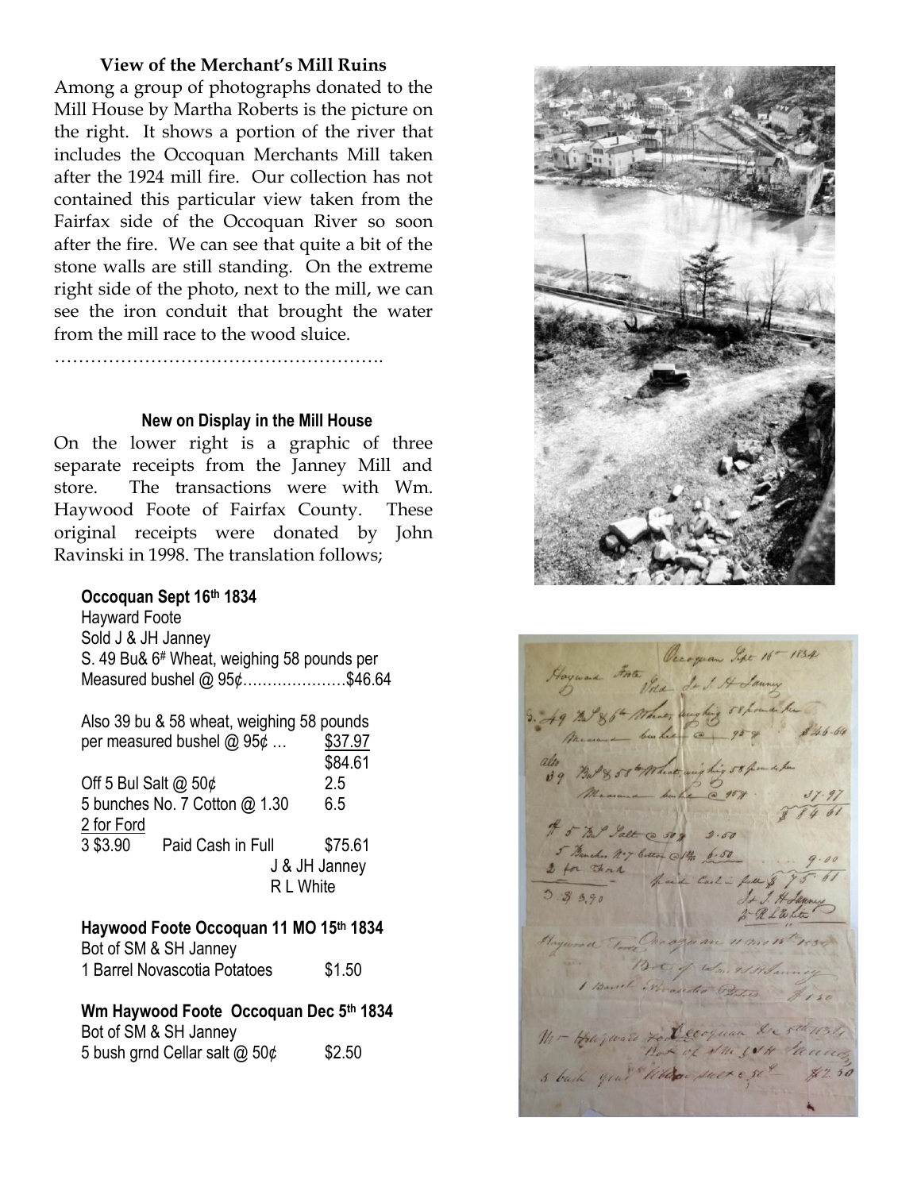### View of the Merchant's Mill Ruins

Among a group of photographs donated to the Mill House by Martha Roberts is the picture on the right. It shows a portion of the river that includes the Occoquan Merchants Mill taken after the 1924 mill fire. Our collection has not contained this particular view taken from the Fairfax side of the Occoquan River so soon after the fire. We can see that quite a bit of the stone walls are still standing. On the extreme right side of the photo, next to the mill, we can see the iron conduit that brought the water from the mill race to the wood sluice.

……………………………………………….

### New on Display in the Mill House

On the lower right is a graphic of three separate receipts from the Janney Mill and store. The transactions were with Wm. Haywood Foote of Fairfax County. These original receipts were donated by John Ravinski in 1998. The translation follows;

**Occoquan Sept 16th 1834**
Hayward Foote
Sold J & JH Janney
S. 49 Bu& 6# Wheat, weighing 58 pounds per
Measured bushel @ 95¢…………………$46.64

Also 39 bu & 58 wheat, weighing 58 pounds
per measured bushel @ 95¢ … $37.97
$84.61
Off 5 Bul Salt @ 50¢ 2.5
5 bunches No. 7 Cotton @ 1.30 6.5
2 for Ford
3 $3.90 Paid Cash in Full $75.61
J & JH Janney
R L White

**Haywood Foote Occoquan 11 MO 15th 1834**
Bot of SM & SH Janney
1 Barrel Novascotia Potatoes $1.50

**Wm Haywood Foote Occoquan Dec 5th 1834**
Bot of SM & SH Janney
5 bush grnd Cellar salt @ 50¢ $2.50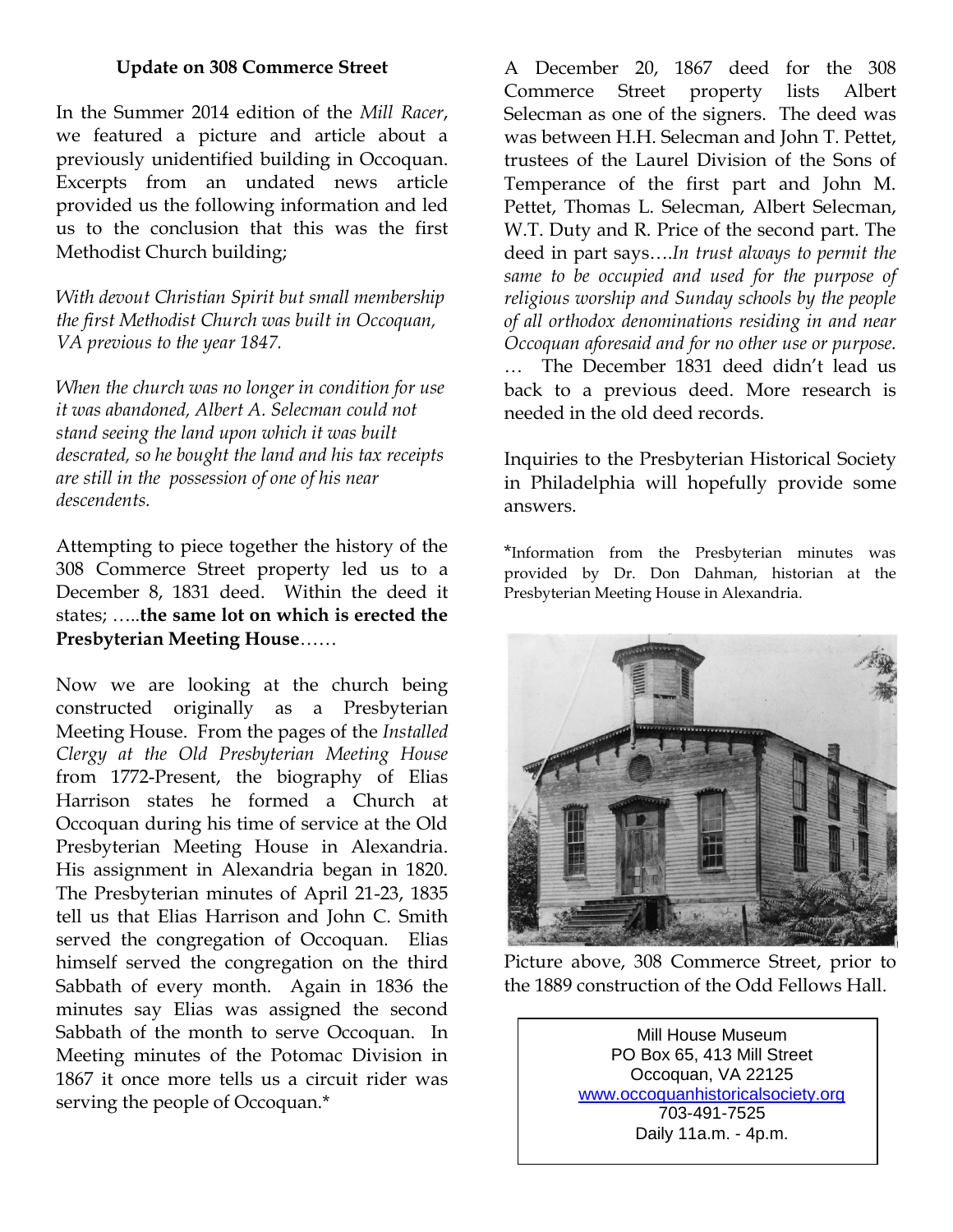### Update on 308 Commerce Street

In the Summer 2014 edition of the *Mill Racer*, we featured a picture and article about a previously unidentified building in Occoquan. Excerpts from an undated news article provided us the following information and led us to the conclusion that this was the first Methodist Church building;

*With devout Christian Spirit but small membership the first Methodist Church was built in Occoquan, VA previous to the year 1847.*

*When the church was no longer in condition for use it was abandoned, Albert A. Selecman could not stand seeing the land upon which it was built descrated, so he bought the land and his tax receipts are still in the possession of one of his near descendents.*

Attempting to piece together the history of the 308 Commerce Street property led us to a December 8, 1831 deed. Within the deed it states; …..**the same lot on which is erected the Presbyterian Meeting House**……

Now we are looking at the church being constructed originally as a Presbyterian Meeting House. From the pages of the *Installed Clergy at the Old Presbyterian Meeting House* from 1772-Present, the biography of Elias Harrison states he formed a Church at Occoquan during his time of service at the Old Presbyterian Meeting House in Alexandria. His assignment in Alexandria began in 1820. The Presbyterian minutes of April 21-23, 1835 tell us that Elias Harrison and John C. Smith served the congregation of Occoquan. Elias himself served the congregation on the third Sabbath of every month. Again in 1836 the minutes say Elias was assigned the second Sabbath of the month to serve Occoquan. In Meeting minutes of the Potomac Division in 1867 it once more tells us a circuit rider was serving the people of Occoquan.*

A December 20, 1867 deed for the 308 Commerce Street property lists Albert Selecman as one of the signers. The deed was was between H.H. Selecman and John T. Pettet, trustees of the Laurel Division of the Sons of Temperance of the first part and John M. Pettet, Thomas L. Selecman, Albert Selecman, W.T. Duty and R. Price of the second part. The deed in part says….*In trust always to permit the same to be occupied and used for the purpose of religious worship and Sunday schools by the people of all orthodox denominations residing in and near Occoquan aforesaid and for no other use or purpose.* … The December 1831 deed didn't lead us back to a previous deed. More research is needed in the old deed records.

Inquiries to the Presbyterian Historical Society in Philadelphia will hopefully provide some answers.

*Information from the Presbyterian minutes was provided by Dr. Don Dahman, historian at the Presbyterian Meeting House in Alexandria.

Picture above, 308 Commerce Street, prior to the 1889 construction of the Odd Fellows Hall.

Mill House Museum
PO Box 65, 413 Mill Street
Occoquan, VA 22125
www.occoquanhistoricalsociety.org
703-491-7525
Daily 11a.m. - 4p.m.